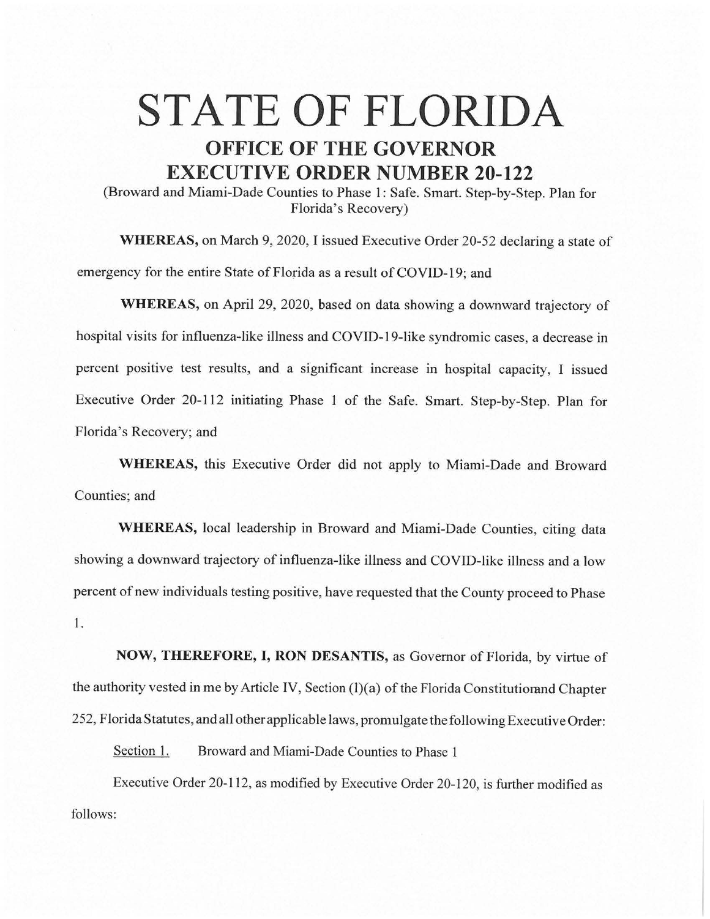# STATE OF FLORIDA

## OFFICE OF THE GOVERNOR
## EXECUTIVE ORDER NUMBER 20-122

(Broward and Miami-Dade Counties to Phase 1: Safe. Smart. Step-by-Step. Plan for Florida's Recovery)

**WHEREAS,** on March 9, 2020, I issued Executive Order 20-52 declaring a state of emergency for the entire State of Florida as a result of COVID-19; and

**WHEREAS,** on April 29, 2020, based on data showing a downward trajectory of hospital visits for influenza-like illness and COVID-19-like syndromic cases, a decrease in percent positive test results, and a significant increase in hospital capacity, I issued Executive Order 20-112 initiating Phase 1 of the Safe. Smart. Step-by-Step. Plan for Florida's Recovery; and

**WHEREAS,** this Executive Order did not apply to Miami-Dade and Broward Counties; and

**WHEREAS,** local leadership in Broward and Miami-Dade Counties, citing data showing a downward trajectory of influenza-like illness and COVID-like illness and a low percent of new individuals testing positive, have requested that the County proceed to Phase 1.

**NOW, THEREFORE, I, RON DESANTIS,** as Governor of Florida, by virtue of the authority vested in me by Article IV, Section (l)(a) of the Florida Constitutionand Chapter 252, Florida Statutes, and all other applicable laws, promulgate the following Executive Order:

Section 1. Broward and Miami-Dade Counties to Phase 1

Executive Order 20-112, as modified by Executive Order 20-120, is further modified as follows: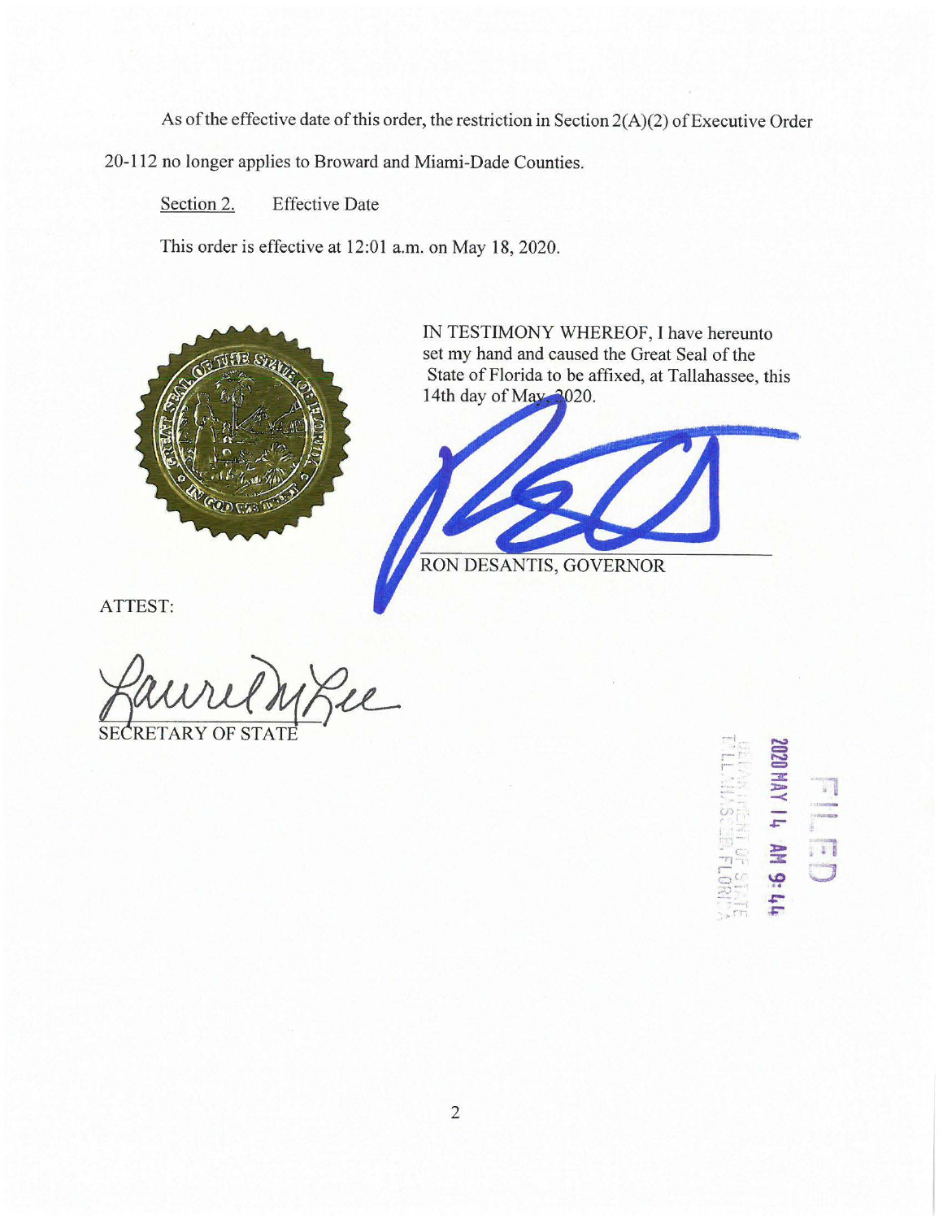As of the effective date of this order, the restriction in Section 2(A)(2) of Executive Order 20-112 no longer applies to Broward and Miami-Dade Counties.

Section 2. Effective Date

This order is effective at 12:01 a.m. on May 18, 2020.

IN TESTIMONY WHEREOF, I have hereunto set my hand and caused the Great Seal of the State of Florida to be affixed, at Tallahassee, this 14th day of May, 2020.

RON DESANTIS, GOVERNOR

ATTEST:

SECRETARY OF STATE

FILED

2020 MAY 14 AM 9:44

DEPARTMENT OF STATE
TALLAHASSEE, FLORIDA